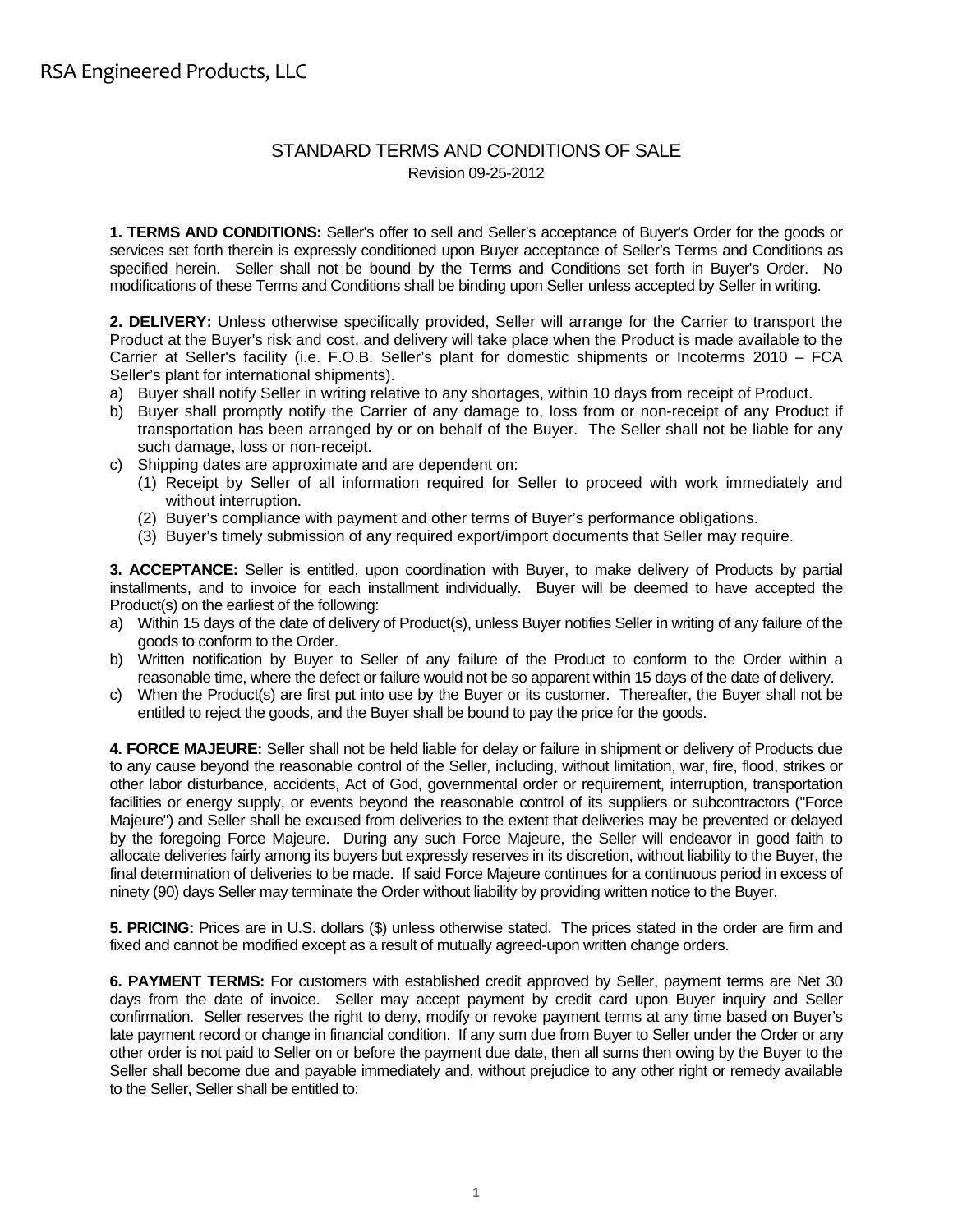RSA Engineered Products, LLC

# STANDARD TERMS AND CONDITIONS OF SALE

Revision 09-25-2012

**1. TERMS AND CONDITIONS:** Seller's offer to sell and Seller's acceptance of Buyer's Order for the goods or services set forth therein is expressly conditioned upon Buyer acceptance of Seller's Terms and Conditions as specified herein. Seller shall not be bound by the Terms and Conditions set forth in Buyer's Order. No modifications of these Terms and Conditions shall be binding upon Seller unless accepted by Seller in writing.

**2. DELIVERY:** Unless otherwise specifically provided, Seller will arrange for the Carrier to transport the Product at the Buyer's risk and cost, and delivery will take place when the Product is made available to the Carrier at Seller's facility (i.e. F.O.B. Seller's plant for domestic shipments or Incoterms 2010 – FCA Seller's plant for international shipments).

a) Buyer shall notify Seller in writing relative to any shortages, within 10 days from receipt of Product.
b) Buyer shall promptly notify the Carrier of any damage to, loss from or non-receipt of any Product if transportation has been arranged by or on behalf of the Buyer. The Seller shall not be liable for any such damage, loss or non-receipt.
c) Shipping dates are approximate and are dependent on:
    (1) Receipt by Seller of all information required for Seller to proceed with work immediately and without interruption.
    (2) Buyer's compliance with payment and other terms of Buyer's performance obligations.
    (3) Buyer's timely submission of any required export/import documents that Seller may require.

**3. ACCEPTANCE:** Seller is entitled, upon coordination with Buyer, to make delivery of Products by partial installments, and to invoice for each installment individually. Buyer will be deemed to have accepted the Product(s) on the earliest of the following:

a) Within 15 days of the date of delivery of Product(s), unless Buyer notifies Seller in writing of any failure of the goods to conform to the Order.
b) Written notification by Buyer to Seller of any failure of the Product to conform to the Order within a reasonable time, where the defect or failure would not be so apparent within 15 days of the date of delivery.
c) When the Product(s) are first put into use by the Buyer or its customer. Thereafter, the Buyer shall not be entitled to reject the goods, and the Buyer shall be bound to pay the price for the goods.

**4. FORCE MAJEURE:** Seller shall not be held liable for delay or failure in shipment or delivery of Products due to any cause beyond the reasonable control of the Seller, including, without limitation, war, fire, flood, strikes or other labor disturbance, accidents, Act of God, governmental order or requirement, interruption, transportation facilities or energy supply, or events beyond the reasonable control of its suppliers or subcontractors ("Force Majeure") and Seller shall be excused from deliveries to the extent that deliveries may be prevented or delayed by the foregoing Force Majeure. During any such Force Majeure, the Seller will endeavor in good faith to allocate deliveries fairly among its buyers but expressly reserves in its discretion, without liability to the Buyer, the final determination of deliveries to be made. If said Force Majeure continues for a continuous period in excess of ninety (90) days Seller may terminate the Order without liability by providing written notice to the Buyer.

**5. PRICING:** Prices are in U.S. dollars ($) unless otherwise stated. The prices stated in the order are firm and fixed and cannot be modified except as a result of mutually agreed-upon written change orders.

**6. PAYMENT TERMS:** For customers with established credit approved by Seller, payment terms are Net 30 days from the date of invoice. Seller may accept payment by credit card upon Buyer inquiry and Seller confirmation. Seller reserves the right to deny, modify or revoke payment terms at any time based on Buyer's late payment record or change in financial condition. If any sum due from Buyer to Seller under the Order or any other order is not paid to Seller on or before the payment due date, then all sums then owing by the Buyer to the Seller shall become due and payable immediately and, without prejudice to any other right or remedy available to the Seller, Seller shall be entitled to: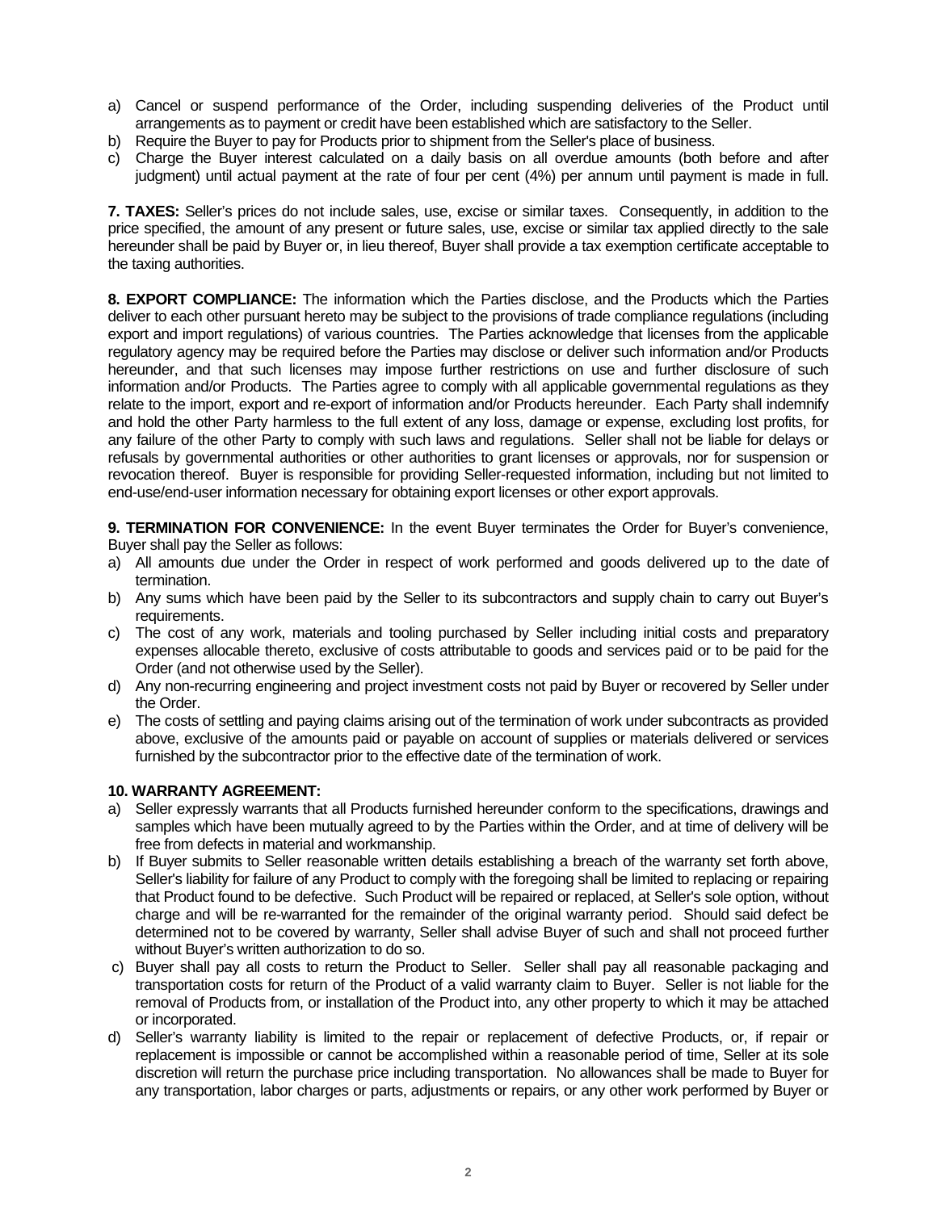a) Cancel or suspend performance of the Order, including suspending deliveries of the Product until arrangements as to payment or credit have been established which are satisfactory to the Seller.
b) Require the Buyer to pay for Products prior to shipment from the Seller's place of business.
c) Charge the Buyer interest calculated on a daily basis on all overdue amounts (both before and after judgment) until actual payment at the rate of four per cent (4%) per annum until payment is made in full.

**7. TAXES:** Seller's prices do not include sales, use, excise or similar taxes. Consequently, in addition to the price specified, the amount of any present or future sales, use, excise or similar tax applied directly to the sale hereunder shall be paid by Buyer or, in lieu thereof, Buyer shall provide a tax exemption certificate acceptable to the taxing authorities.

**8. EXPORT COMPLIANCE:** The information which the Parties disclose, and the Products which the Parties deliver to each other pursuant hereto may be subject to the provisions of trade compliance regulations (including export and import regulations) of various countries. The Parties acknowledge that licenses from the applicable regulatory agency may be required before the Parties may disclose or deliver such information and/or Products hereunder, and that such licenses may impose further restrictions on use and further disclosure of such information and/or Products. The Parties agree to comply with all applicable governmental regulations as they relate to the import, export and re-export of information and/or Products hereunder. Each Party shall indemnify and hold the other Party harmless to the full extent of any loss, damage or expense, excluding lost profits, for any failure of the other Party to comply with such laws and regulations. Seller shall not be liable for delays or refusals by governmental authorities or other authorities to grant licenses or approvals, nor for suspension or revocation thereof. Buyer is responsible for providing Seller-requested information, including but not limited to end-use/end-user information necessary for obtaining export licenses or other export approvals.

**9. TERMINATION FOR CONVENIENCE:** In the event Buyer terminates the Order for Buyer's convenience, Buyer shall pay the Seller as follows:

a) All amounts due under the Order in respect of work performed and goods delivered up to the date of termination.
b) Any sums which have been paid by the Seller to its subcontractors and supply chain to carry out Buyer's requirements.
c) The cost of any work, materials and tooling purchased by Seller including initial costs and preparatory expenses allocable thereto, exclusive of costs attributable to goods and services paid or to be paid for the Order (and not otherwise used by the Seller).
d) Any non-recurring engineering and project investment costs not paid by Buyer or recovered by Seller under the Order.
e) The costs of settling and paying claims arising out of the termination of work under subcontracts as provided above, exclusive of the amounts paid or payable on account of supplies or materials delivered or services furnished by the subcontractor prior to the effective date of the termination of work.

**10. WARRANTY AGREEMENT:**

a) Seller expressly warrants that all Products furnished hereunder conform to the specifications, drawings and samples which have been mutually agreed to by the Parties within the Order, and at time of delivery will be free from defects in material and workmanship.
b) If Buyer submits to Seller reasonable written details establishing a breach of the warranty set forth above, Seller's liability for failure of any Product to comply with the foregoing shall be limited to replacing or repairing that Product found to be defective. Such Product will be repaired or replaced, at Seller's sole option, without charge and will be re-warranted for the remainder of the original warranty period. Should said defect be determined not to be covered by warranty, Seller shall advise Buyer of such and shall not proceed further without Buyer's written authorization to do so.
c) Buyer shall pay all costs to return the Product to Seller. Seller shall pay all reasonable packaging and transportation costs for return of the Product of a valid warranty claim to Buyer. Seller is not liable for the removal of Products from, or installation of the Product into, any other property to which it may be attached or incorporated.
d) Seller's warranty liability is limited to the repair or replacement of defective Products, or, if repair or replacement is impossible or cannot be accomplished within a reasonable period of time, Seller at its sole discretion will return the purchase price including transportation. No allowances shall be made to Buyer for any transportation, labor charges or parts, adjustments or repairs, or any other work performed by Buyer or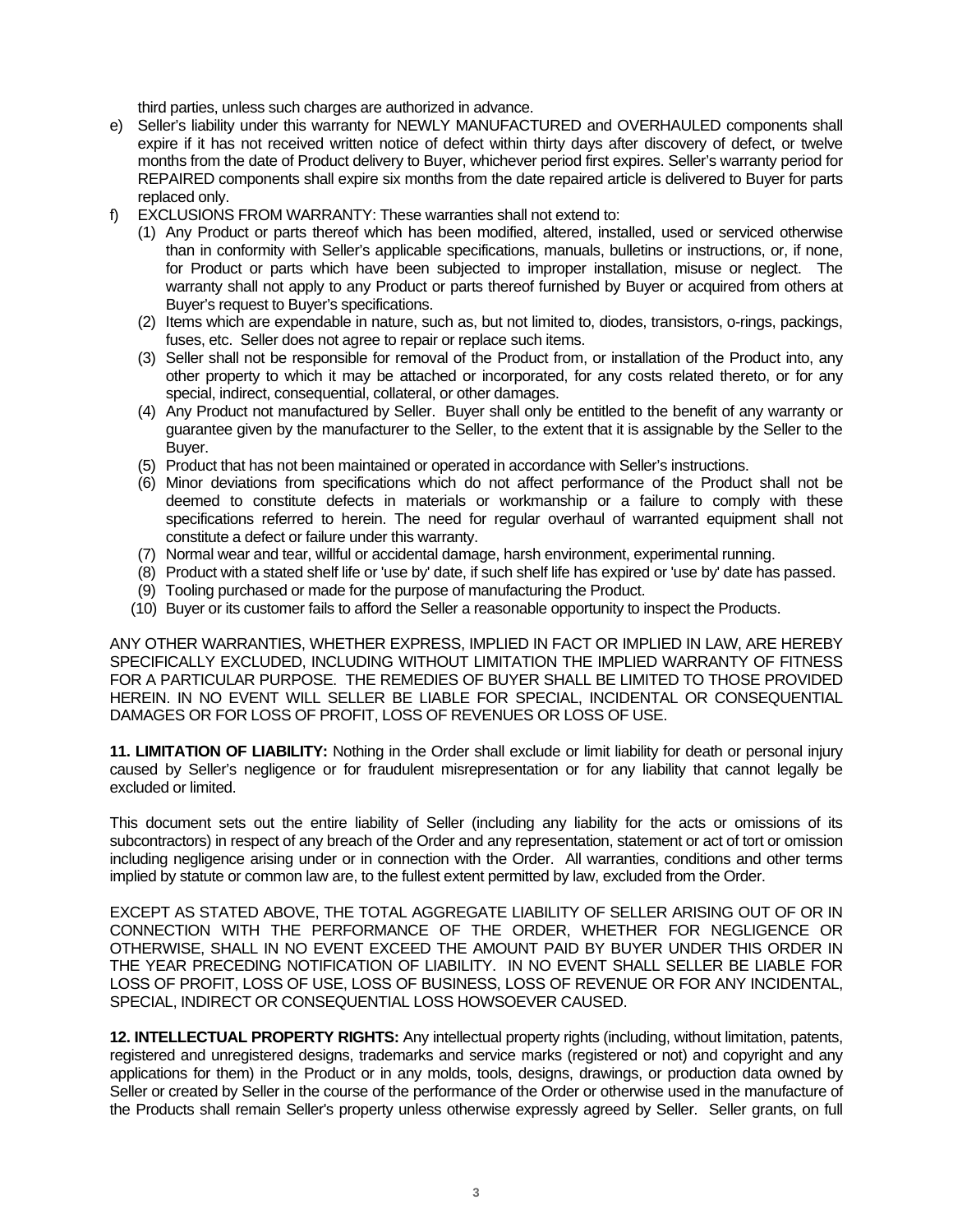third parties, unless such charges are authorized in advance.

e) Seller's liability under this warranty for NEWLY MANUFACTURED and OVERHAULED components shall expire if it has not received written notice of defect within thirty days after discovery of defect, or twelve months from the date of Product delivery to Buyer, whichever period first expires. Seller's warranty period for REPAIRED components shall expire six months from the date repaired article is delivered to Buyer for parts replaced only.

f) EXCLUSIONS FROM WARRANTY: These warranties shall not extend to:
   (1) Any Product or parts thereof which has been modified, altered, installed, used or serviced otherwise than in conformity with Seller's applicable specifications, manuals, bulletins or instructions, or, if none, for Product or parts which have been subjected to improper installation, misuse or neglect. The warranty shall not apply to any Product or parts thereof furnished by Buyer or acquired from others at Buyer's request to Buyer's specifications.
   (2) Items which are expendable in nature, such as, but not limited to, diodes, transistors, o-rings, packings, fuses, etc. Seller does not agree to repair or replace such items.
   (3) Seller shall not be responsible for removal of the Product from, or installation of the Product into, any other property to which it may be attached or incorporated, for any costs related thereto, or for any special, indirect, consequential, collateral, or other damages.
   (4) Any Product not manufactured by Seller. Buyer shall only be entitled to the benefit of any warranty or guarantee given by the manufacturer to the Seller, to the extent that it is assignable by the Seller to the Buyer.
   (5) Product that has not been maintained or operated in accordance with Seller's instructions.
   (6) Minor deviations from specifications which do not affect performance of the Product shall not be deemed to constitute defects in materials or workmanship or a failure to comply with these specifications referred to herein. The need for regular overhaul of warranted equipment shall not constitute a defect or failure under this warranty.
   (7) Normal wear and tear, willful or accidental damage, harsh environment, experimental running.
   (8) Product with a stated shelf life or 'use by' date, if such shelf life has expired or 'use by' date has passed.
   (9) Tooling purchased or made for the purpose of manufacturing the Product.
   (10) Buyer or its customer fails to afford the Seller a reasonable opportunity to inspect the Products.

ANY OTHER WARRANTIES, WHETHER EXPRESS, IMPLIED IN FACT OR IMPLIED IN LAW, ARE HEREBY SPECIFICALLY EXCLUDED, INCLUDING WITHOUT LIMITATION THE IMPLIED WARRANTY OF FITNESS FOR A PARTICULAR PURPOSE. THE REMEDIES OF BUYER SHALL BE LIMITED TO THOSE PROVIDED HEREIN. IN NO EVENT WILL SELLER BE LIABLE FOR SPECIAL, INCIDENTAL OR CONSEQUENTIAL DAMAGES OR FOR LOSS OF PROFIT, LOSS OF REVENUES OR LOSS OF USE.

**11. LIMITATION OF LIABILITY:** Nothing in the Order shall exclude or limit liability for death or personal injury caused by Seller's negligence or for fraudulent misrepresentation or for any liability that cannot legally be excluded or limited.

This document sets out the entire liability of Seller (including any liability for the acts or omissions of its subcontractors) in respect of any breach of the Order and any representation, statement or act of tort or omission including negligence arising under or in connection with the Order. All warranties, conditions and other terms implied by statute or common law are, to the fullest extent permitted by law, excluded from the Order.

EXCEPT AS STATED ABOVE, THE TOTAL AGGREGATE LIABILITY OF SELLER ARISING OUT OF OR IN CONNECTION WITH THE PERFORMANCE OF THE ORDER, WHETHER FOR NEGLIGENCE OR OTHERWISE, SHALL IN NO EVENT EXCEED THE AMOUNT PAID BY BUYER UNDER THIS ORDER IN THE YEAR PRECEDING NOTIFICATION OF LIABILITY. IN NO EVENT SHALL SELLER BE LIABLE FOR LOSS OF PROFIT, LOSS OF USE, LOSS OF BUSINESS, LOSS OF REVENUE OR FOR ANY INCIDENTAL, SPECIAL, INDIRECT OR CONSEQUENTIAL LOSS HOWSOEVER CAUSED.

**12. INTELLECTUAL PROPERTY RIGHTS:** Any intellectual property rights (including, without limitation, patents, registered and unregistered designs, trademarks and service marks (registered or not) and copyright and any applications for them) in the Product or in any molds, tools, designs, drawings, or production data owned by Seller or created by Seller in the course of the performance of the Order or otherwise used in the manufacture of the Products shall remain Seller's property unless otherwise expressly agreed by Seller. Seller grants, on full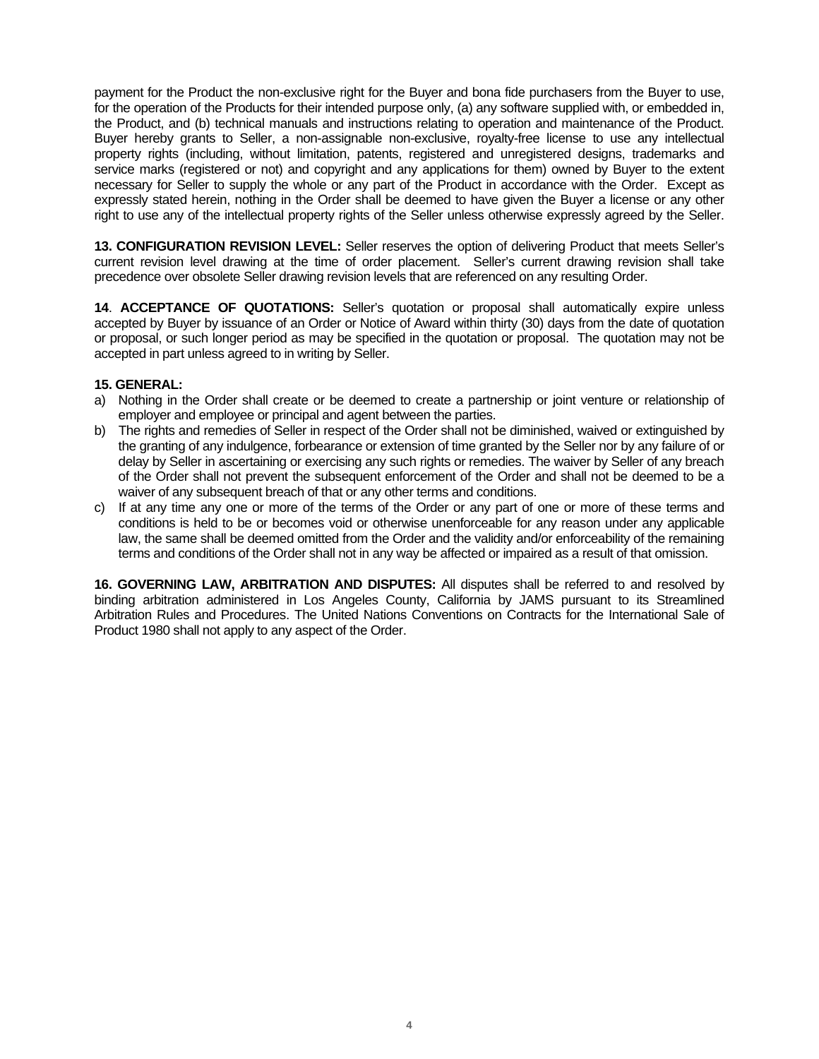payment for the Product the non-exclusive right for the Buyer and bona fide purchasers from the Buyer to use, for the operation of the Products for their intended purpose only, (a) any software supplied with, or embedded in, the Product, and (b) technical manuals and instructions relating to operation and maintenance of the Product. Buyer hereby grants to Seller, a non-assignable non-exclusive, royalty-free license to use any intellectual property rights (including, without limitation, patents, registered and unregistered designs, trademarks and service marks (registered or not) and copyright and any applications for them) owned by Buyer to the extent necessary for Seller to supply the whole or any part of the Product in accordance with the Order. Except as expressly stated herein, nothing in the Order shall be deemed to have given the Buyer a license or any other right to use any of the intellectual property rights of the Seller unless otherwise expressly agreed by the Seller.

**13. CONFIGURATION REVISION LEVEL:** Seller reserves the option of delivering Product that meets Seller's current revision level drawing at the time of order placement. Seller's current drawing revision shall take precedence over obsolete Seller drawing revision levels that are referenced on any resulting Order.

**14**. **ACCEPTANCE OF QUOTATIONS:** Seller's quotation or proposal shall automatically expire unless accepted by Buyer by issuance of an Order or Notice of Award within thirty (30) days from the date of quotation or proposal, or such longer period as may be specified in the quotation or proposal. The quotation may not be accepted in part unless agreed to in writing by Seller.

**15. GENERAL:**

a) Nothing in the Order shall create or be deemed to create a partnership or joint venture or relationship of employer and employee or principal and agent between the parties.
b) The rights and remedies of Seller in respect of the Order shall not be diminished, waived or extinguished by the granting of any indulgence, forbearance or extension of time granted by the Seller nor by any failure of or delay by Seller in ascertaining or exercising any such rights or remedies. The waiver by Seller of any breach of the Order shall not prevent the subsequent enforcement of the Order and shall not be deemed to be a waiver of any subsequent breach of that or any other terms and conditions.
c) If at any time any one or more of the terms of the Order or any part of one or more of these terms and conditions is held to be or becomes void or otherwise unenforceable for any reason under any applicable law, the same shall be deemed omitted from the Order and the validity and/or enforceability of the remaining terms and conditions of the Order shall not in any way be affected or impaired as a result of that omission.

**16. GOVERNING LAW, ARBITRATION AND DISPUTES:** All disputes shall be referred to and resolved by binding arbitration administered in Los Angeles County, California by JAMS pursuant to its Streamlined Arbitration Rules and Procedures. The United Nations Conventions on Contracts for the International Sale of Product 1980 shall not apply to any aspect of the Order.